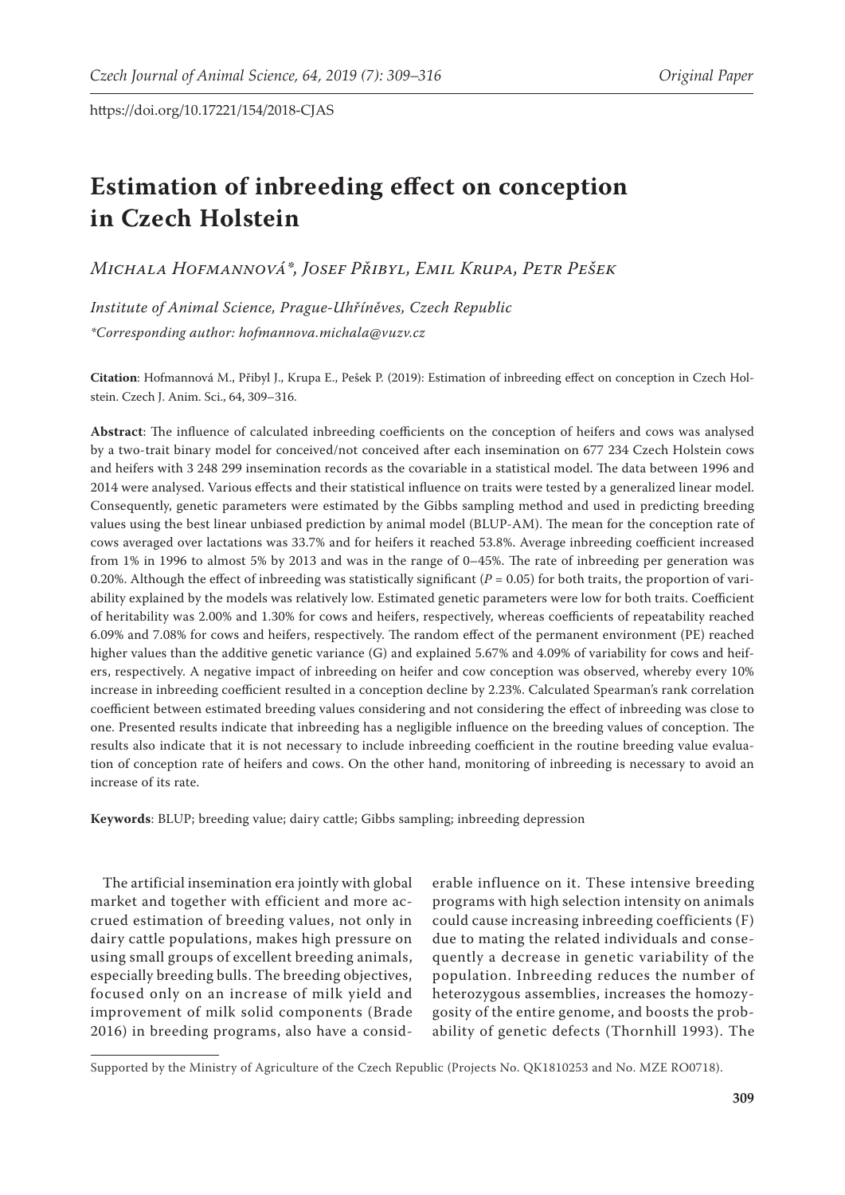https://doi.org/10.17221/154/2018-CJAS

# Estimation of inbreeding effect on conception in Czech Holstein

*Michala Hofmannová\*, Josef Přibyl, Emil Krupa, Petr Pešek*

*Institute of Animal Science, Prague-Uhříněves, Czech Republic*

*\*Corresponding author: hofmannova.michala@vuzv.cz*

**Citation**: Hofmannová M., Přibyl J., Krupa E., Pešek P. (2019): Estimation of inbreeding effect on conception in Czech Holstein. Czech J. Anim. Sci., 64, 309–316.

**Abstract**: The influence of calculated inbreeding coefficients on the conception of heifers and cows was analysed by a two-trait binary model for conceived/not conceived after each insemination on 677 234 Czech Holstein cows and heifers with 3 248 299 insemination records as the covariable in a statistical model. The data between 1996 and 2014 were analysed. Various effects and their statistical influence on traits were tested by a generalized linear model. Consequently, genetic parameters were estimated by the Gibbs sampling method and used in predicting breeding values using the best linear unbiased prediction by animal model (BLUP-AM). The mean for the conception rate of cows averaged over lactations was 33.7% and for heifers it reached 53.8%. Average inbreeding coefficient increased from 1% in 1996 to almost 5% by 2013 and was in the range of 0–45%. The rate of inbreeding per generation was 0.20%. Although the effect of inbreeding was statistically significant ($P = 0.05$) for both traits, the proportion of variability explained by the models was relatively low. Estimated genetic parameters were low for both traits. Coefficient of heritability was 2.00% and 1.30% for cows and heifers, respectively, whereas coefficients of repeatability reached 6.09% and 7.08% for cows and heifers, respectively. The random effect of the permanent environment (PE) reached higher values than the additive genetic variance (G) and explained 5.67% and 4.09% of variability for cows and heifers, respectively. A negative impact of inbreeding on heifer and cow conception was observed, whereby every 10% increase in inbreeding coefficient resulted in a conception decline by 2.23%. Calculated Spearman's rank correlation coefficient between estimated breeding values considering and not considering the effect of inbreeding was close to one. Presented results indicate that inbreeding has a negligible influence on the breeding values of conception. The results also indicate that it is not necessary to include inbreeding coefficient in the routine breeding value evaluation of conception rate of heifers and cows. On the other hand, monitoring of inbreeding is necessary to avoid an increase of its rate.

**Keywords**: BLUP; breeding value; dairy cattle; Gibbs sampling; inbreeding depression

The artificial insemination era jointly with global market and together with efficient and more accrued estimation of breeding values, not only in dairy cattle populations, makes high pressure on using small groups of excellent breeding animals, especially breeding bulls. The breeding objectives, focused only on an increase of milk yield and improvement of milk solid components (Brade 2016) in breeding programs, also have a considerable influence on it. These intensive breeding programs with high selection intensity on animals could cause increasing inbreeding coefficients (F) due to mating the related individuals and consequently a decrease in genetic variability of the population. Inbreeding reduces the number of heterozygous assemblies, increases the homozygosity of the entire genome, and boosts the probability of genetic defects (Thornhill 1993). The

Supported by the Ministry of Agriculture of the Czech Republic (Projects No. QK1810253 and No. MZE RO0718).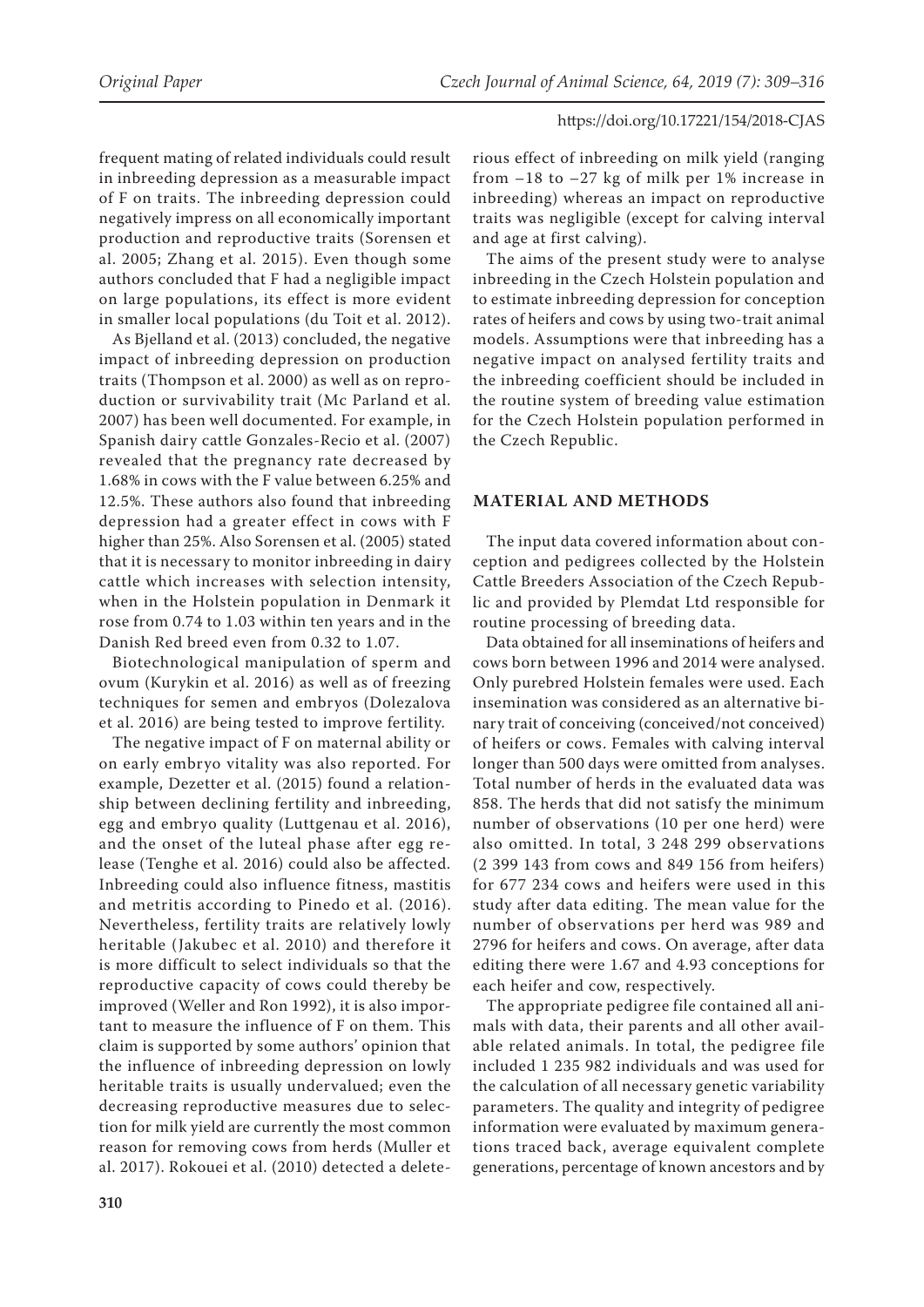frequent mating of related individuals could result in inbreeding depression as a measurable impact of F on traits. The inbreeding depression could negatively impress on all economically important production and reproductive traits (Sorensen et al. 2005; Zhang et al. 2015). Even though some authors concluded that F had a negligible impact on large populations, its effect is more evident in smaller local populations (du Toit et al. 2012).

As Bjelland et al. (2013) concluded, the negative impact of inbreeding depression on production traits (Thompson et al. 2000) as well as on reproduction or survivability trait (Mc Parland et al. 2007) has been well documented. For example, in Spanish dairy cattle Gonzales-Recio et al. (2007) revealed that the pregnancy rate decreased by 1.68% in cows with the F value between 6.25% and 12.5%. These authors also found that inbreeding depression had a greater effect in cows with F higher than 25%. Also Sorensen et al. (2005) stated that it is necessary to monitor inbreeding in dairy cattle which increases with selection intensity, when in the Holstein population in Denmark it rose from 0.74 to 1.03 within ten years and in the Danish Red breed even from 0.32 to 1.07.

Biotechnological manipulation of sperm and ovum (Kurykin et al. 2016) as well as of freezing techniques for semen and embryos (Dolezalova et al. 2016) are being tested to improve fertility.

The negative impact of F on maternal ability or on early embryo vitality was also reported. For example, Dezetter et al. (2015) found a relationship between declining fertility and inbreeding, egg and embryo quality (Luttgenau et al. 2016), and the onset of the luteal phase after egg release (Tenghe et al. 2016) could also be affected. Inbreeding could also influence fitness, mastitis and metritis according to Pinedo et al. (2016). Nevertheless, fertility traits are relatively lowly heritable (Jakubec et al. 2010) and therefore it is more difficult to select individuals so that the reproductive capacity of cows could thereby be improved (Weller and Ron 1992), it is also important to measure the influence of F on them. This claim is supported by some authors' opinion that the influence of inbreeding depression on lowly heritable traits is usually undervalued; even the decreasing reproductive measures due to selection for milk yield are currently the most common reason for removing cows from herds (Muller et al. 2017). Rokouei et al. (2010) detected a deleterious effect of inbreeding on milk yield (ranging from −18 to −27 kg of milk per 1% increase in inbreeding) whereas an impact on reproductive traits was negligible (except for calving interval and age at first calving).

The aims of the present study were to analyse inbreeding in the Czech Holstein population and to estimate inbreeding depression for conception rates of heifers and cows by using two-trait animal models. Assumptions were that inbreeding has a negative impact on analysed fertility traits and the inbreeding coefficient should be included in the routine system of breeding value estimation for the Czech Holstein population performed in the Czech Republic.

## MATERIAL AND METHODS

The input data covered information about conception and pedigrees collected by the Holstein Cattle Breeders Association of the Czech Republic and provided by Plemdat Ltd responsible for routine processing of breeding data.

Data obtained for all inseminations of heifers and cows born between 1996 and 2014 were analysed. Only purebred Holstein females were used. Each insemination was considered as an alternative binary trait of conceiving (conceived/not conceived) of heifers or cows. Females with calving interval longer than 500 days were omitted from analyses. Total number of herds in the evaluated data was 858. The herds that did not satisfy the minimum number of observations (10 per one herd) were also omitted. In total, 3 248 299 observations (2 399 143 from cows and 849 156 from heifers) for 677 234 cows and heifers were used in this study after data editing. The mean value for the number of observations per herd was 989 and 2796 for heifers and cows. On average, after data editing there were 1.67 and 4.93 conceptions for each heifer and cow, respectively.

The appropriate pedigree file contained all animals with data, their parents and all other available related animals. In total, the pedigree file included 1 235 982 individuals and was used for the calculation of all necessary genetic variability parameters. The quality and integrity of pedigree information were evaluated by maximum generations traced back, average equivalent complete generations, percentage of known ancestors and by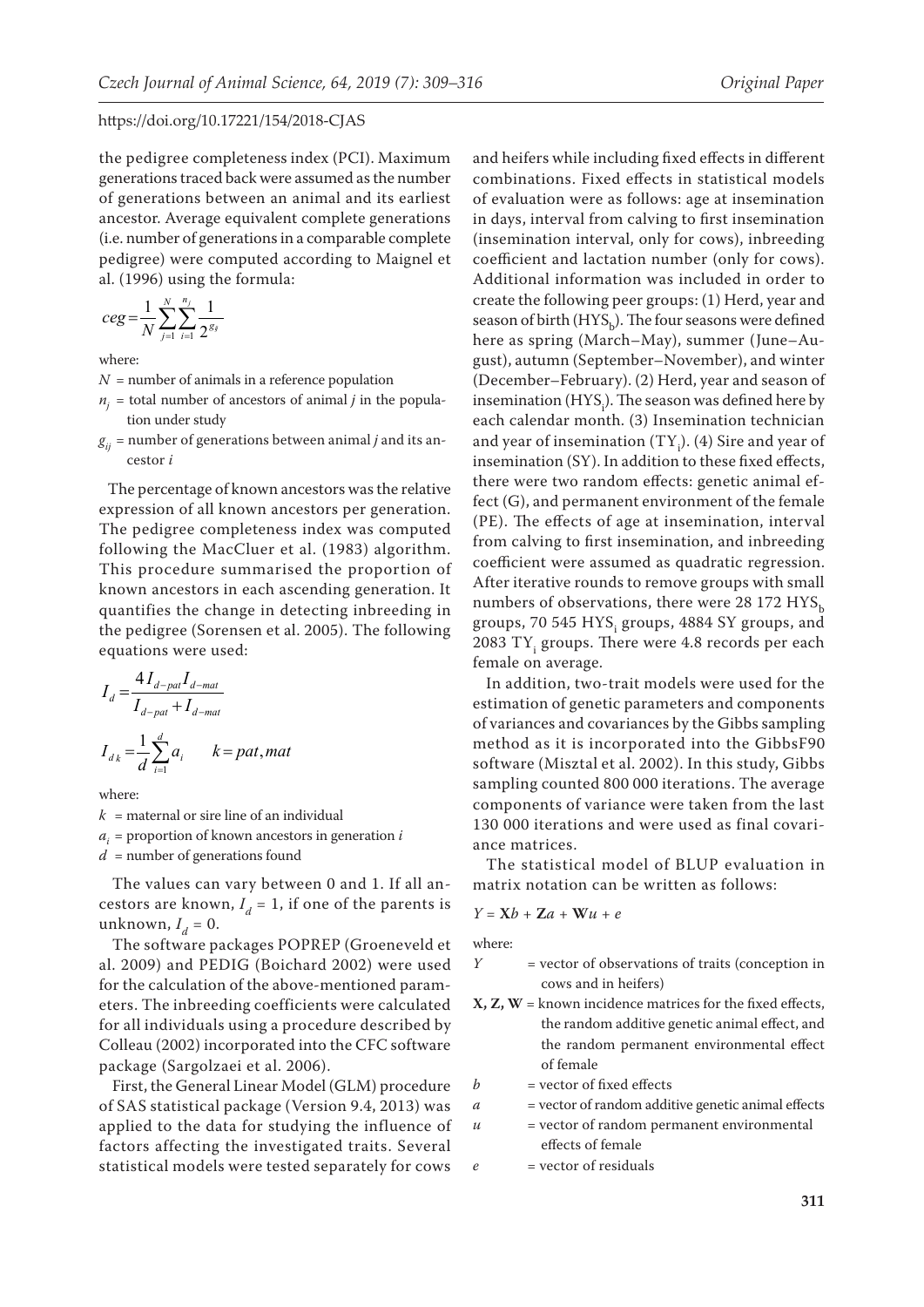the pedigree completeness index (PCI). Maximum generations traced back were assumed as the number of generations between an animal and its earliest ancestor. Average equivalent complete generations (i.e. number of generations in a comparable complete pedigree) were computed according to Maignel et al. (1996) using the formula:

$$ceg = \frac{1}{N}\sum_{j=1}^{N}\sum_{i=1}^{n_j}\frac{1}{2^{g_{ij}}}$$

where:

$N$ = number of animals in a reference population

$n_j$ = total number of ancestors of animal $j$ in the population under study

$g_{ij}$ = number of generations between animal $j$ and its ancestor $i$

The percentage of known ancestors was the relative expression of all known ancestors per generation. The pedigree completeness index was computed following the MacCluer et al. (1983) algorithm. This procedure summarised the proportion of known ancestors in each ascending generation. It quantifies the change in detecting inbreeding in the pedigree (Sorensen et al. 2005). The following equations were used:

$$I_d = \frac{4 I_{d-pat} I_{d-mat}}{I_{d-pat} + I_{d-mat}}$$

$$I_{d\,k} = \frac{1}{d}\sum_{i=1}^{d} a_i \qquad k = pat, mat$$

where:

$k$ = maternal or sire line of an individual

$a_i$ = proportion of known ancestors in generation $i$

$d$ = number of generations found

The values can vary between 0 and 1. If all ancestors are known, $I_d = 1$, if one of the parents is unknown, $I_d = 0$.

The software packages POPREP (Groeneveld et al. 2009) and PEDIG (Boichard 2002) were used for the calculation of the above-mentioned parameters. The inbreeding coefficients were calculated for all individuals using a procedure described by Colleau (2002) incorporated into the CFC software package (Sargolzaei et al. 2006).

First, the General Linear Model (GLM) procedure of SAS statistical package (Version 9.4, 2013) was applied to the data for studying the influence of factors affecting the investigated traits. Several statistical models were tested separately for cows and heifers while including fixed effects in different combinations. Fixed effects in statistical models of evaluation were as follows: age at insemination in days, interval from calving to first insemination (insemination interval, only for cows), inbreeding coefficient and lactation number (only for cows). Additional information was included in order to create the following peer groups: (1) Herd, year and season of birth ($HYS_b$). The four seasons were defined here as spring (March–May), summer (June–August), autumn (September–November), and winter (December–February). (2) Herd, year and season of insemination ($HYS_i$). The season was defined here by each calendar month. (3) Insemination technician and year of insemination ($TY_i$). (4) Sire and year of insemination (SY). In addition to these fixed effects, there were two random effects: genetic animal effect (G), and permanent environment of the female (PE). The effects of age at insemination, interval from calving to first insemination, and inbreeding coefficient were assumed as quadratic regression. After iterative rounds to remove groups with small numbers of observations, there were 28 172 $HYS_b$ groups, 70 545 $HYS_i$ groups, 4884 SY groups, and 2083 $TY_i$ groups. There were 4.8 records per each female on average.

In addition, two-trait models were used for the estimation of genetic parameters and components of variances and covariances by the Gibbs sampling method as it is incorporated into the GibbsF90 software (Misztal et al. 2002). In this study, Gibbs sampling counted 800 000 iterations. The average components of variance were taken from the last 130 000 iterations and were used as final covariance matrices.

The statistical model of BLUP evaluation in matrix notation can be written as follows:

$$Y = \mathbf{X}b + \mathbf{Z}a + \mathbf{W}u + e$$

where:

$Y$ = vector of observations of traits (conception in cows and in heifers)

$\mathbf{X}, \mathbf{Z}, \mathbf{W}$ = known incidence matrices for the fixed effects, the random additive genetic animal effect, and the random permanent environmental effect of female

$b$ = vector of fixed effects

$a$ = vector of random additive genetic animal effects

$u$ = vector of random permanent environmental effects of female

$e$ = vector of residuals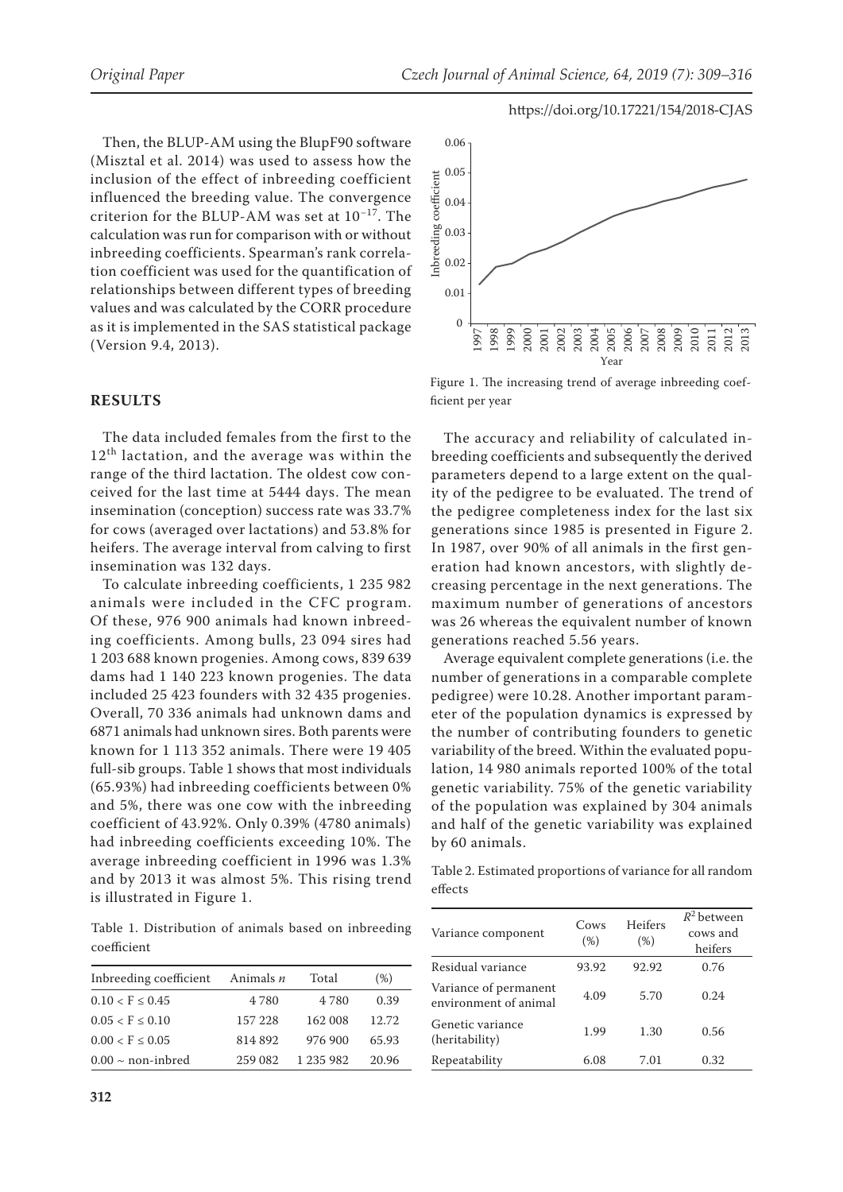Then, the BLUP-AM using the BlupF90 software (Misztal et al. 2014) was used to assess how the inclusion of the effect of inbreeding coefficient influenced the breeding value. The convergence criterion for the BLUP-AM was set at $10^{-17}$. The calculation was run for comparison with or without inbreeding coefficients. Spearman's rank correlation coefficient was used for the quantification of relationships between different types of breeding values and was calculated by the CORR procedure as it is implemented in the SAS statistical package (Version 9.4, 2013).

## RESULTS

The data included females from the first to the 12th lactation, and the average was within the range of the third lactation. The oldest cow conceived for the last time at 5444 days. The mean insemination (conception) success rate was 33.7% for cows (averaged over lactations) and 53.8% for heifers. The average interval from calving to first insemination was 132 days.

To calculate inbreeding coefficients, 1 235 982 animals were included in the CFC program. Of these, 976 900 animals had known inbreeding coefficients. Among bulls, 23 094 sires had 1 203 688 known progenies. Among cows, 839 639 dams had 1 140 223 known progenies. The data included 25 423 founders with 32 435 progenies. Overall, 70 336 animals had unknown dams and 6871 animals had unknown sires. Both parents were known for 1 113 352 animals. There were 19 405 full-sib groups. Table 1 shows that most individuals (65.93%) had inbreeding coefficients between 0% and 5%, there was one cow with the inbreeding coefficient of 43.92%. Only 0.39% (4780 animals) had inbreeding coefficients exceeding 10%. The average inbreeding coefficient in 1996 was 1.3% and by 2013 it was almost 5%. This rising trend is illustrated in Figure 1.

Table 1. Distribution of animals based on inbreeding coefficient

| Inbreeding coefficient | Animals *n* | Total | (%) |
|---|---|---|---|
| $0.10 < F \leq 0.45$ | 4 780 | 4 780 | 0.39 |
| $0.05 < F \leq 0.10$ | 157 228 | 162 008 | 12.72 |
| $0.00 < F \leq 0.05$ | 814 892 | 976 900 | 65.93 |
| $0.00 \sim$ non-inbred | 259 082 | 1 235 982 | 20.96 |

Figure 1. The increasing trend of average inbreeding coefficient per year

The accuracy and reliability of calculated inbreeding coefficients and subsequently the derived parameters depend to a large extent on the quality of the pedigree to be evaluated. The trend of the pedigree completeness index for the last six generations since 1985 is presented in Figure 2. In 1987, over 90% of all animals in the first generation had known ancestors, with slightly decreasing percentage in the next generations. The maximum number of generations of ancestors was 26 whereas the equivalent number of known generations reached 5.56 years.

Average equivalent complete generations (i.e. the number of generations in a comparable complete pedigree) were 10.28. Another important parameter of the population dynamics is expressed by the number of contributing founders to genetic variability of the breed. Within the evaluated population, 14 980 animals reported 100% of the total genetic variability. 75% of the genetic variability of the population was explained by 304 animals and half of the genetic variability was explained by 60 animals.

Table 2. Estimated proportions of variance for all random effects

| Variance component | Cows (%) | Heifers (%) | $R^2$ between cows and heifers |
|---|---|---|---|
| Residual variance | 93.92 | 92.92 | 0.76 |
| Variance of permanent environment of animal | 4.09 | 5.70 | 0.24 |
| Genetic variance (heritability) | 1.99 | 1.30 | 0.56 |
| Repeatability | 6.08 | 7.01 | 0.32 |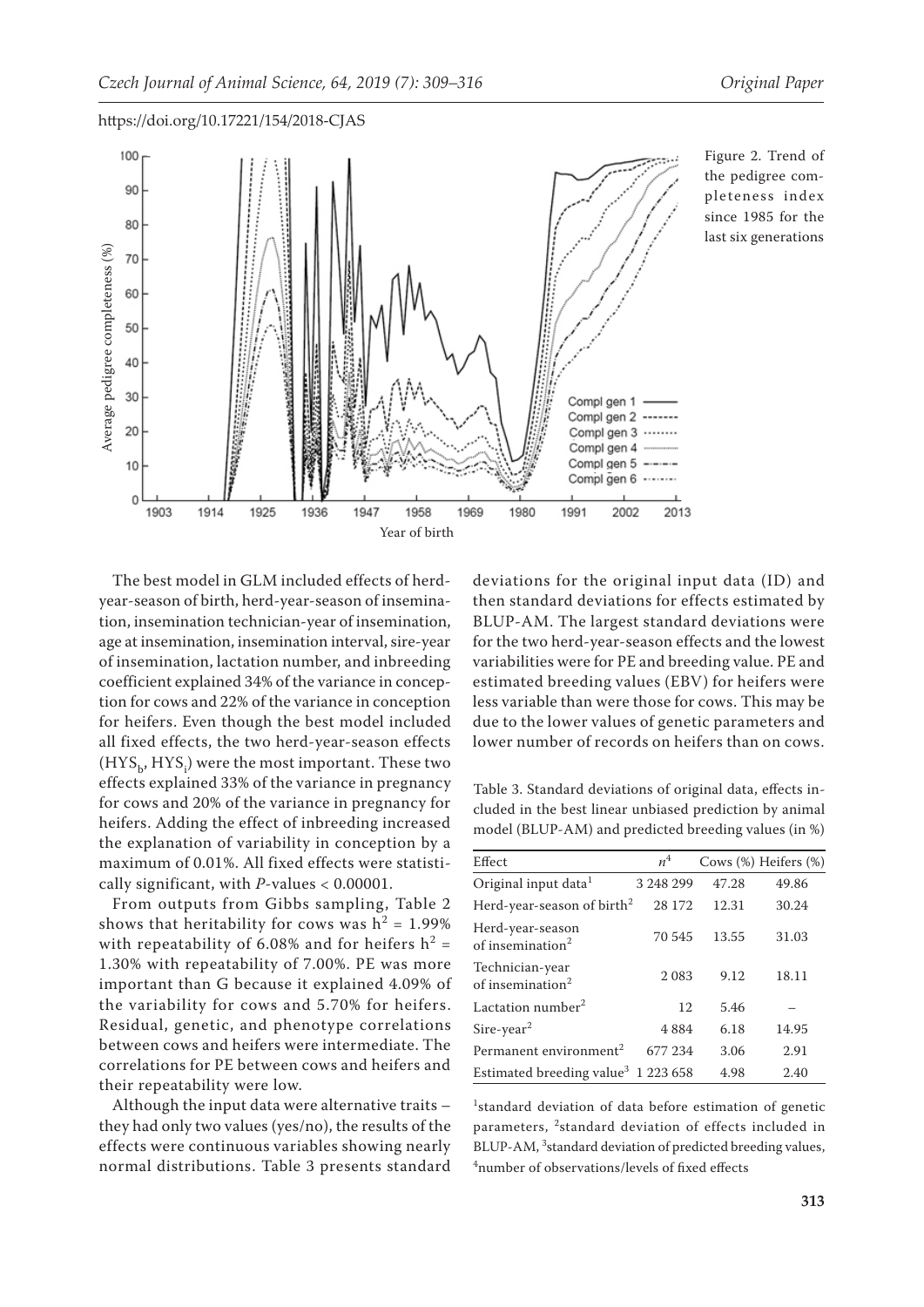Figure 2. Trend of the pedigree completeness index since 1985 for the last six generations

The best model in GLM included effects of herd-year-season of birth, herd-year-season of insemination, insemination technician-year of insemination, age at insemination, insemination interval, sire-year of insemination, lactation number, and inbreeding coefficient explained 34% of the variance in conception for cows and 22% of the variance in conception for heifers. Even though the best model included all fixed effects, the two herd-year-season effects ($HYS_b$, $HYS_i$) were the most important. These two effects explained 33% of the variance in pregnancy for cows and 20% of the variance in pregnancy for heifers. Adding the effect of inbreeding increased the explanation of variability in conception by a maximum of 0.01%. All fixed effects were statistically significant, with $P$-values < 0.00001.

From outputs from Gibbs sampling, Table 2 shows that heritability for cows was $h^2 = 1.99\%$ with repeatability of 6.08% and for heifers $h^2 = 1.30\%$ with repeatability of 7.00%. PE was more important than G because it explained 4.09% of the variability for cows and 5.70% for heifers. Residual, genetic, and phenotype correlations between cows and heifers were intermediate. The correlations for PE between cows and heifers and their repeatability were low.

Although the input data were alternative traits – they had only two values (yes/no), the results of the effects were continuous variables showing nearly normal distributions. Table 3 presents standard deviations for the original input data (ID) and then standard deviations for effects estimated by BLUP-AM. The largest standard deviations were for the two herd-year-season effects and the lowest variabilities were for PE and breeding value. PE and estimated breeding values (EBV) for heifers were less variable than were those for cows. This may be due to the lower values of genetic parameters and lower number of records on heifers than on cows.

Table 3. Standard deviations of original data, effects included in the best linear unbiased prediction by animal model (BLUP-AM) and predicted breeding values (in %)

| Effect | $n$[4] | Cows (%) | Heifers (%) |
|---|---|---|---|
| Original input data[1] | 3 248 299 | 47.28 | 49.86 |
| Herd-year-season of birth[2] | 28 172 | 12.31 | 30.24 |
| Herd-year-season of insemination[2] | 70 545 | 13.55 | 31.03 |
| Technician-year of insemination[2] | 2 083 | 9.12 | 18.11 |
| Lactation number[2] | 12 | 5.46 | – |
| Sire-year[2] | 4 884 | 6.18 | 14.95 |
| Permanent environment[2] | 677 234 | 3.06 | 2.91 |
| Estimated breeding value[3] | 1 223 658 | 4.98 | 2.40 |

[1]standard deviation of data before estimation of genetic parameters, [2]standard deviation of effects included in BLUP-AM, [3]standard deviation of predicted breeding values, [4]number of observations/levels of fixed effects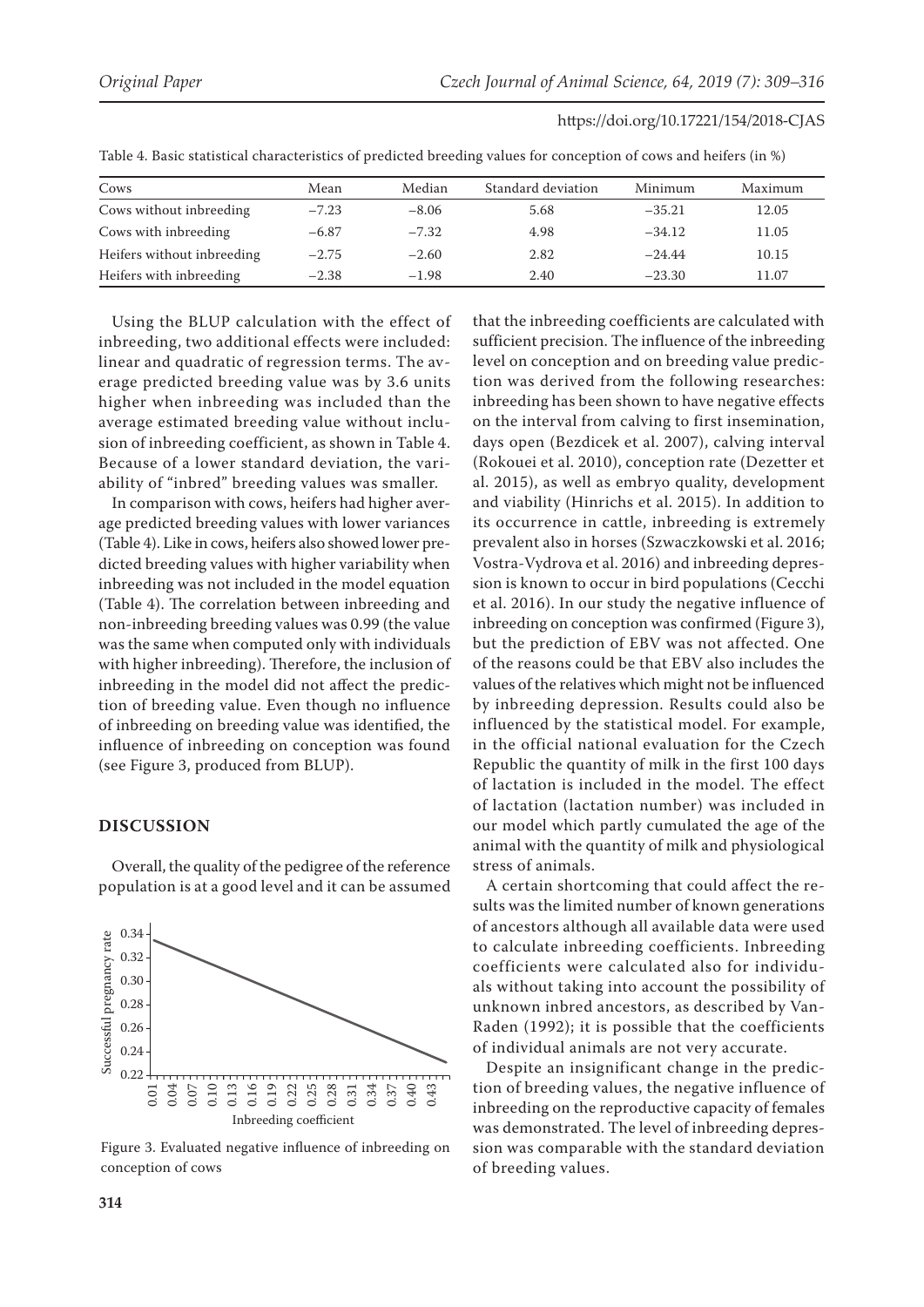Table 4. Basic statistical characteristics of predicted breeding values for conception of cows and heifers (in %)

| Cows | Mean | Median | Standard deviation | Minimum | Maximum |
|---|---|---|---|---|---|
| Cows without inbreeding | −7.23 | −8.06 | 5.68 | −35.21 | 12.05 |
| Cows with inbreeding | −6.87 | −7.32 | 4.98 | −34.12 | 11.05 |
| Heifers without inbreeding | −2.75 | −2.60 | 2.82 | −24.44 | 10.15 |
| Heifers with inbreeding | −2.38 | −1.98 | 2.40 | −23.30 | 11.07 |

Using the BLUP calculation with the effect of inbreeding, two additional effects were included: linear and quadratic of regression terms. The average predicted breeding value was by 3.6 units higher when inbreeding was included than the average estimated breeding value without inclusion of inbreeding coefficient, as shown in Table 4. Because of a lower standard deviation, the variability of "inbred" breeding values was smaller.

In comparison with cows, heifers had higher average predicted breeding values with lower variances (Table 4). Like in cows, heifers also showed lower predicted breeding values with higher variability when inbreeding was not included in the model equation (Table 4). The correlation between inbreeding and non-inbreeding breeding values was 0.99 (the value was the same when computed only with individuals with higher inbreeding). Therefore, the inclusion of inbreeding in the model did not affect the prediction of breeding value. Even though no influence of inbreeding on breeding value was identified, the influence of inbreeding on conception was found (see Figure 3, produced from BLUP).

## DISCUSSION

Overall, the quality of the pedigree of the reference population is at a good level and it can be assumed that the inbreeding coefficients are calculated with sufficient precision. The influence of the inbreeding level on conception and on breeding value prediction was derived from the following researches: inbreeding has been shown to have negative effects on the interval from calving to first insemination, days open (Bezdicek et al. 2007), calving interval (Rokouei et al. 2010), conception rate (Dezetter et al. 2015), as well as embryo quality, development and viability (Hinrichs et al. 2015). In addition to its occurrence in cattle, inbreeding is extremely prevalent also in horses (Szwaczkowski et al. 2016; Vostra-Vydrova et al. 2016) and inbreeding depression is known to occur in bird populations (Cecchi et al. 2016). In our study the negative influence of inbreeding on conception was confirmed (Figure 3), but the prediction of EBV was not affected. One of the reasons could be that EBV also includes the values of the relatives which might not be influenced by inbreeding depression. Results could also be influenced by the statistical model. For example, in the official national evaluation for the Czech Republic the quantity of milk in the first 100 days of lactation is included in the model. The effect of lactation (lactation number) was included in our model which partly cumulated the age of the animal with the quantity of milk and physiological stress of animals.

A certain shortcoming that could affect the results was the limited number of known generations of ancestors although all available data were used to calculate inbreeding coefficients. Inbreeding coefficients were calculated also for individuals without taking into account the possibility of unknown inbred ancestors, as described by VanRaden (1992); it is possible that the coefficients of individual animals are not very accurate.

Despite an insignificant change in the prediction of breeding values, the negative influence of inbreeding on the reproductive capacity of females was demonstrated. The level of inbreeding depression was comparable with the standard deviation of breeding values.

Figure 3. Evaluated negative influence of inbreeding on conception of cows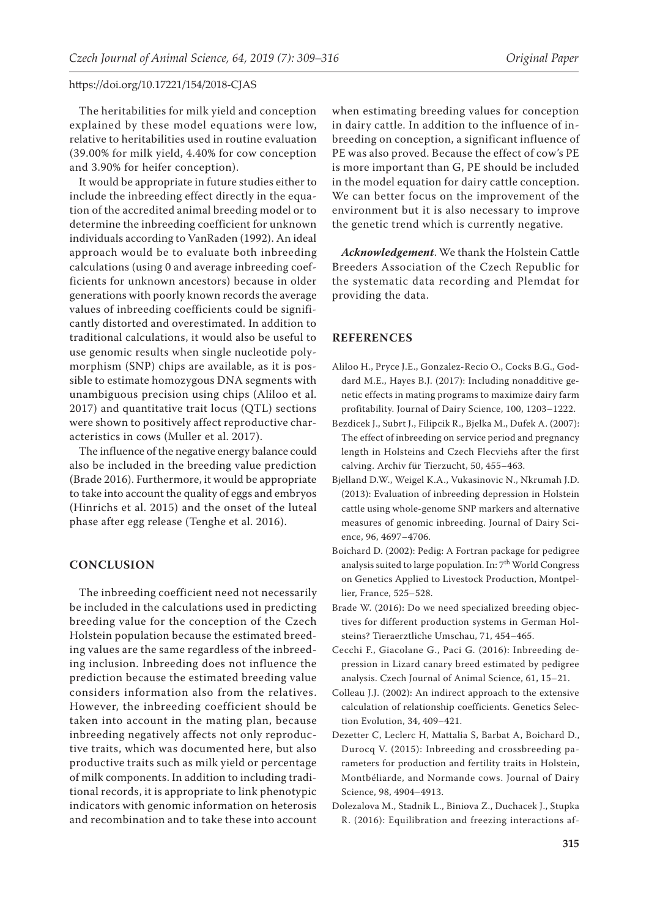The heritabilities for milk yield and conception explained by these model equations were low, relative to heritabilities used in routine evaluation (39.00% for milk yield, 4.40% for cow conception and 3.90% for heifer conception).

It would be appropriate in future studies either to include the inbreeding effect directly in the equation of the accredited animal breeding model or to determine the inbreeding coefficient for unknown individuals according to VanRaden (1992). An ideal approach would be to evaluate both inbreeding calculations (using 0 and average inbreeding coefficients for unknown ancestors) because in older generations with poorly known records the average values of inbreeding coefficients could be significantly distorted and overestimated. In addition to traditional calculations, it would also be useful to use genomic results when single nucleotide polymorphism (SNP) chips are available, as it is possible to estimate homozygous DNA segments with unambiguous precision using chips (Aliloo et al. 2017) and quantitative trait locus (QTL) sections were shown to positively affect reproductive characteristics in cows (Muller et al. 2017).

The influence of the negative energy balance could also be included in the breeding value prediction (Brade 2016). Furthermore, it would be appropriate to take into account the quality of eggs and embryos (Hinrichs et al. 2015) and the onset of the luteal phase after egg release (Tenghe et al. 2016).

## CONCLUSION

The inbreeding coefficient need not necessarily be included in the calculations used in predicting breeding value for the conception of the Czech Holstein population because the estimated breeding values are the same regardless of the inbreeding inclusion. Inbreeding does not influence the prediction because the estimated breeding value considers information also from the relatives. However, the inbreeding coefficient should be taken into account in the mating plan, because inbreeding negatively affects not only reproductive traits, which was documented here, but also productive traits such as milk yield or percentage of milk components. In addition to including traditional records, it is appropriate to link phenotypic indicators with genomic information on heterosis and recombination and to take these into account when estimating breeding values for conception in dairy cattle. In addition to the influence of inbreeding on conception, a significant influence of PE was also proved. Because the effect of cow's PE is more important than G, PE should be included in the model equation for dairy cattle conception. We can better focus on the improvement of the environment but it is also necessary to improve the genetic trend which is currently negative.

***Acknowledgement***. We thank the Holstein Cattle Breeders Association of the Czech Republic for the systematic data recording and Plemdat for providing the data.

## REFERENCES

Aliloo H., Pryce J.E., Gonzalez-Recio O., Cocks B.G., Goddard M.E., Hayes B.J. (2017): Including nonadditive genetic effects in mating programs to maximize dairy farm profitability. Journal of Dairy Science, 100, 1203–1222.

Bezdicek J., Subrt J., Filipcik R., Bjelka M., Dufek A. (2007): The effect of inbreeding on service period and pregnancy length in Holsteins and Czech Flecviehs after the first calving. Archiv für Tierzucht, 50, 455–463.

Bjelland D.W., Weigel K.A., Vukasinovic N., Nkrumah J.D. (2013): Evaluation of inbreeding depression in Holstein cattle using whole-genome SNP markers and alternative measures of genomic inbreeding. Journal of Dairy Science, 96, 4697–4706.

Boichard D. (2002): Pedig: A Fortran package for pedigree analysis suited to large population. In: 7th World Congress on Genetics Applied to Livestock Production, Montpellier, France, 525–528.

Brade W. (2016): Do we need specialized breeding objectives for different production systems in German Holsteins? Tieraerztliche Umschau, 71, 454–465.

Cecchi F., Giacolane G., Paci G. (2016): Inbreeding depression in Lizard canary breed estimated by pedigree analysis. Czech Journal of Animal Science, 61, 15–21.

Colleau J.J. (2002): An indirect approach to the extensive calculation of relationship coefficients. Genetics Selection Evolution, 34, 409–421.

Dezetter C, Leclerc H, Mattalia S, Barbat A, Boichard D., Durocq V. (2015): Inbreeding and crossbreeding parameters for production and fertility traits in Holstein, Montbéliarde, and Normande cows. Journal of Dairy Science, 98, 4904–4913.

Dolezalova M., Stadnik L., Biniova Z., Duchacek J., Stupka R. (2016): Equilibration and freezing interactions af-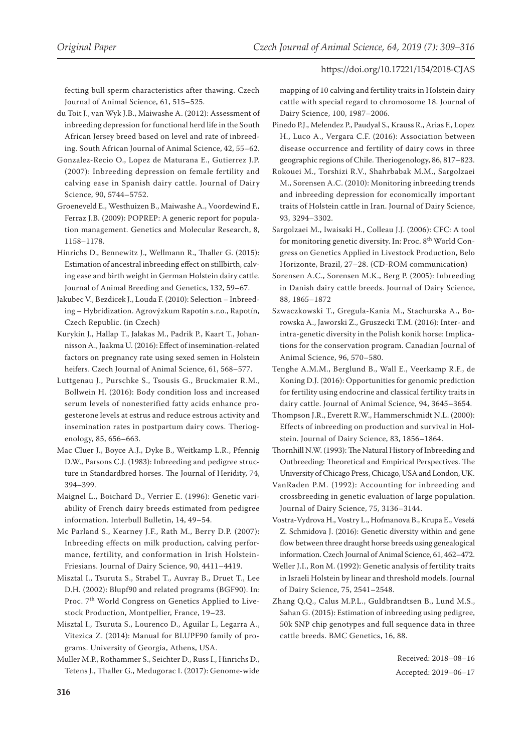fecting bull sperm characteristics after thawing. Czech Journal of Animal Science, 61, 515–525.

du Toit J., van Wyk J.B., Maiwashe A. (2012): Assessment of inbreeding depression for functional herd life in the South African Jersey breed based on level and rate of inbreeding. South African Journal of Animal Science, 42, 55–62.

Gonzalez-Recio O., Lopez de Maturana E., Gutierrez J.P. (2007): Inbreeding depression on female fertility and calving ease in Spanish dairy cattle. Journal of Dairy Science, 90, 5744–5752.

Groeneveld E., Westhuizen B., Maiwashe A., Voordewind F., Ferraz J.B. (2009): POPREP: A generic report for population management. Genetics and Molecular Research, 8, 1158–1178.

Hinrichs D., Bennewitz J., Wellmann R., Thaller G. (2015): Estimation of ancestral inbreeding effect on stillbirth, calving ease and birth weight in German Holstein dairy cattle. Journal of Animal Breeding and Genetics, 132, 59–67.

Jakubec V., Bezdicek J., Louda F. (2010): Selection – Inbreeding – Hybridization. Agrovýzkum Rapotín s.r.o., Rapotín, Czech Republic. (in Czech)

Kurykin J., Hallap T., Jalakas M., Padrik P., Kaart T., Johannisson A., Jaakma U. (2016): Effect of insemination-related factors on pregnancy rate using sexed semen in Holstein heifers. Czech Journal of Animal Science, 61, 568–577.

Luttgenau J., Purschke S., Tsousis G., Bruckmaier R.M., Bollwein H. (2016): Body condition loss and increased serum levels of nonesterified fatty acids enhance progesterone levels at estrus and reduce estrous activity and insemination rates in postpartum dairy cows. Theriogenology, 85, 656–663.

Mac Cluer J., Boyce A.J., Dyke B., Weitkamp L.R., Pfennig D.W., Parsons C.J. (1983): Inbreeding and pedigree structure in Standardbred horses. The Journal of Heridity, 74, 394–399.

Maignel L., Boichard D., Verrier E. (1996): Genetic variability of French dairy breeds estimated from pedigree information. Interbull Bulletin, 14, 49–54.

Mc Parland S., Kearney J.F., Rath M., Berry D.P. (2007): Inbreeding effects on milk production, calving performance, fertility, and conformation in Irish Holstein-Friesians. Journal of Dairy Science, 90, 4411–4419.

Misztal I., Tsuruta S., Strabel T., Auvray B., Druet T., Lee D.H. (2002): Blupf90 and related programs (BGF90). In: Proc. 7th World Congress on Genetics Applied to Livestock Production, Montpellier, France, 19–23.

Misztal I., Tsuruta S., Lourenco D., Aguilar I., Legarra A., Vitezica Z. (2014): Manual for BLUPF90 family of programs. University of Georgia, Athens, USA.

Muller M.P., Rothammer S., Seichter D., Russ I., Hinrichs D., Tetens J., Thaller G., Medugorac I. (2017): Genome-wide mapping of 10 calving and fertility traits in Holstein dairy cattle with special regard to chromosome 18. Journal of Dairy Science, 100, 1987–2006.

Pinedo P.J., Melendez P., Paudyal S., Krauss R., Arias F., Lopez H., Luco A., Vergara C.F. (2016): Association between disease occurrence and fertility of dairy cows in three geographic regions of Chile. Theriogenology, 86, 817–823.

Rokouei M., Torshizi R.V., Shahrbabak M.M., Sargolzaei M., Sorensen A.C. (2010): Monitoring inbreeding trends and inbreeding depression for economically important traits of Holstein cattle in Iran. Journal of Dairy Science, 93, 3294–3302.

Sargolzaei M., Iwaisaki H., Colleau J.J. (2006): CFC: A tool for monitoring genetic diversity. In: Proc. 8th World Congress on Genetics Applied in Livestock Production, Belo Horizonte, Brazil, 27–28. (CD-ROM communication)

Sorensen A.C., Sorensen M.K., Berg P. (2005): Inbreeding in Danish dairy cattle breeds. Journal of Dairy Science, 88, 1865–1872

Szwaczkowski T., Gregula-Kania M., Stachurska A., Borowska A., Jaworski Z., Gruszecki T.M. (2016): Inter- and intra-genetic diversity in the Polish konik horse: Implications for the conservation program. Canadian Journal of Animal Science, 96, 570–580.

Tenghe A.M.M., Berglund B., Wall E., Veerkamp R.F., de Koning D.J. (2016): Opportunities for genomic prediction for fertility using endocrine and classical fertility traits in dairy cattle. Journal of Animal Science, 94, 3645–3654.

Thompson J.R., Everett R.W., Hammerschmidt N.L. (2000): Effects of inbreeding on production and survival in Holstein. Journal of Dairy Science, 83, 1856–1864.

Thornhill N.W. (1993): The Natural History of Inbreeding and Outbreeding: Theoretical and Empirical Perspectives. The University of Chicago Press, Chicago, USA and London, UK.

VanRaden P.M. (1992): Accounting for inbreeding and crossbreeding in genetic evaluation of large population. Journal of Dairy Science, 75, 3136–3144.

Vostra-Vydrova H., Vostry L., Hofmanova B., Krupa E., Veselá Z. Schmidova J. (2016): Genetic diversity within and gene flow between three draught horse breeds using genealogical information. Czech Journal of Animal Science, 61, 462–472.

Weller J.I., Ron M. (1992): Genetic analysis of fertility traits in Israeli Holstein by linear and threshold models. Journal of Dairy Science, 75, 2541–2548.

Zhang Q.Q., Calus M.P.L., Guldbrandtsen B., Lund M.S., Sahan G. (2015): Estimation of inbreeding using pedigree, 50k SNP chip genotypes and full sequence data in three cattle breeds. BMC Genetics, 16, 88.

Received: 2018–08–16
Accepted: 2019–06–17